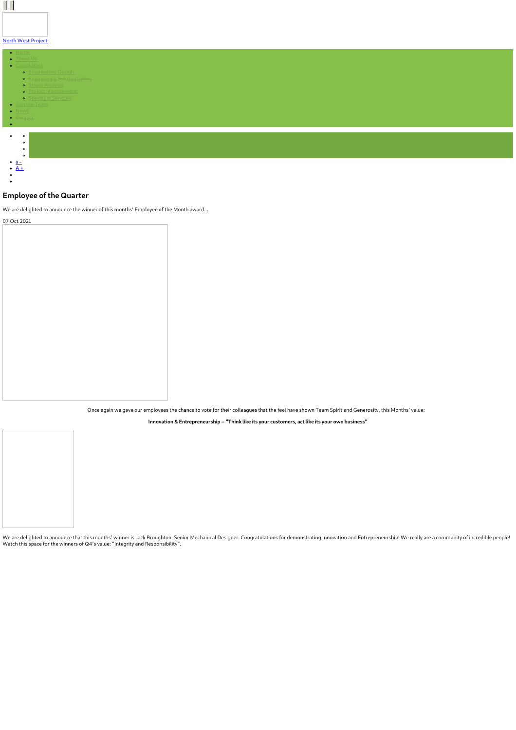North West Project

- Home
- About Us
- Capabilities
  - Engineering Design
  - Engineering Substantiation
  - Stress Analysis
  - Project Management
  - Specialist Services
- Join the Team
- News
- Contact

- a -
- A +

## Employee of the Quarter

We are delighted to announce the winner of this months' Employee of the Month award...

07 Oct 2021

Once again we gave our employees the chance to vote for their colleagues that the feel have shown Team Spirit and Generosity, this Months' value:

**Innovation & Entrepreneurship – "Think like its your customers, act like its your own business"**

We are delighted to announce that this months' winner is Jack Broughton, Senior Mechanical Designer. Congratulations for demonstrating Innovation and Entrepreneurship! We really are a community of incredible people! Watch this space for the winners of Q4's value: "Integrity and Responsibility".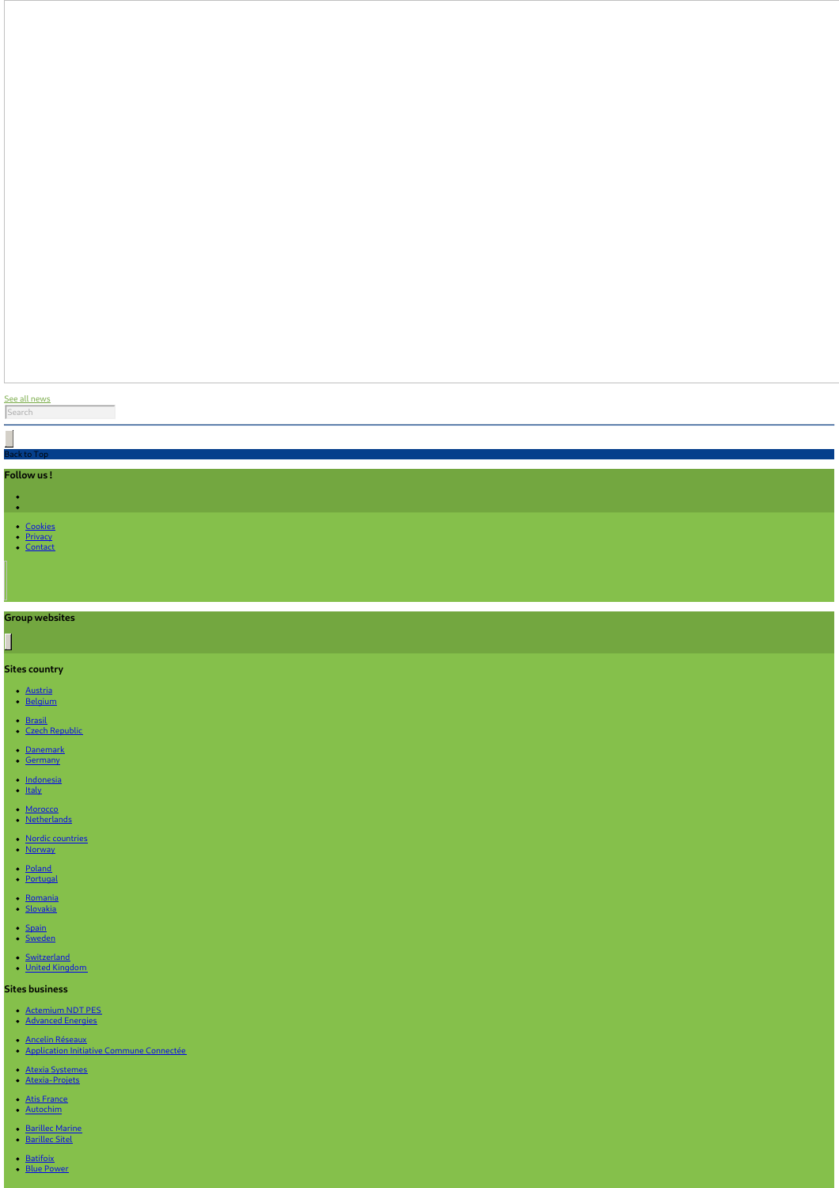See all news

Search

Back to Top

**Follow us !**

- Cookies
- Privacy
- Contact

**Group websites**

**Sites country**

- Austria
- Belgium
- Brasil
- Czech Republic
- Danemark
- Germany
- Indonesia
- Italy
- Morocco
- Netherlands
- Nordic countries
- Norway
- Poland
- Portugal
- Romania
- Slovakia
- Spain
- Sweden
- Switzerland
- United Kingdom

**Sites business**

- Actemium NDT PES
- Advanced Energies
- Ancelin Réseaux
- Application Initiative Commune Connectée
- Atexia Systemes
- Atexia-Projets
- Atis France
- Autochim
- Barillec Marine
- Barillec Sitel
- Batifoix
- Blue Power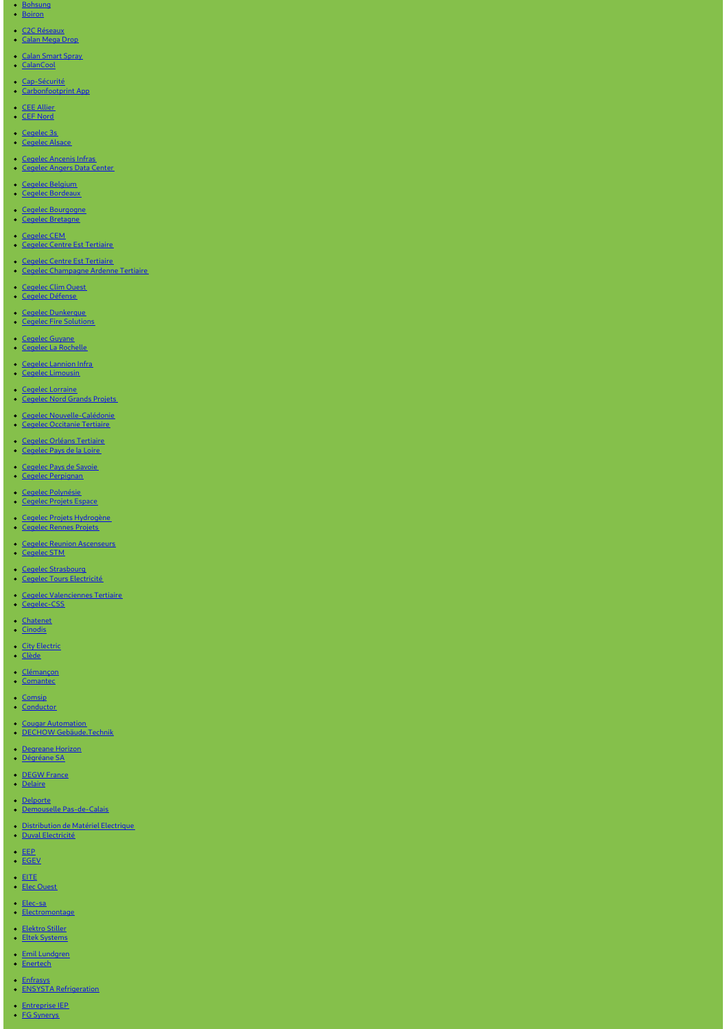- Bohsung
- Boiron
- C2C Réseaux
- Calan Mega Drop
- Calan Smart Spray
- CalanCool
- Cap-Sécurité
- Carbonfootprint App
- CEE Allier
- CEF Nord
- Cegelec 3s
- Cegelec Alsace
- Cegelec Ancenis Infras
- Cegelec Angers Data Center
- Cegelec Belgium
- Cegelec Bordeaux
- Cegelec Bourgogne
- Cegelec Bretagne
- Cegelec CEM
- Cegelec Centre Est Tertiaire
- Cegelec Centre Est Tertiaire
- Cegelec Champagne Ardenne Tertiaire
- Cegelec Clim Ouest
- Cegelec Défense
- Cegelec Dunkerque
- Cegelec Fire Solutions
- Cegelec Guyane
- Cegelec La Rochelle
- Cegelec Lannion Infra
- Cegelec Limousin
- Cegelec Lorraine
- Cegelec Nord Grands Projets
- Cegelec Nouvelle-Calédonie
- Cegelec Occitanie Tertiaire
- Cegelec Orléans Tertiaire
- Cegelec Pays de la Loire
- Cegelec Pays de Savoie
- Cegelec Perpignan
- Cegelec Polynésie
- Cegelec Projets Espace
- Cegelec Projets Hydrogène
- Cegelec Rennes Projets
- Cegelec Reunion Ascenseurs
- Cegelec STM
- Cegelec Strasbourg
- Cegelec Tours Electricité
- Cegelec Valenciennes Tertiaire
- Cegelec-CSS
- Chatenet
- Cinodis
- City Electric
- Clède
- Clémançon
- Comantec
- Comsip
- Conductor
- Cougar Automation
- DECHOW Gebäude.Technik
- Degreane Horizon
- Dégréane SA
- DEGW France
- Delaire
- Delporte
- Demouselle Pas-de-Calais
- Distribution de Matériel Electrique
- Duval Electricité
- EEP
- EGEV
- EITE
- Elec Ouest
- Elec-sa
- Electromontage
- Elektro Stiller
- Eltek Systems
- Emil Lundgren
- Enertech
- Enfrasys
- ENSYSTA Refrigeration
- Entreprise IEP
- FG Synerys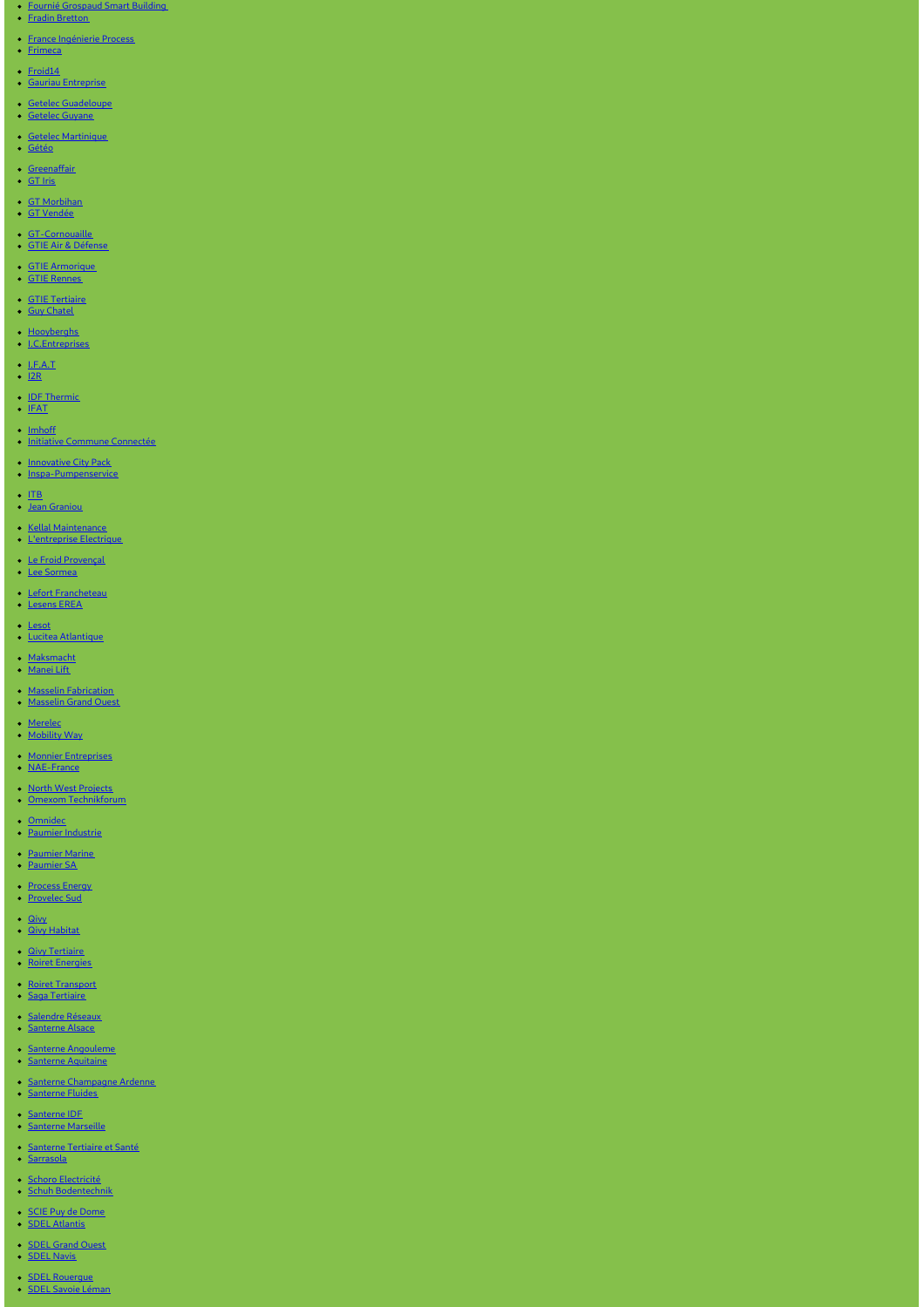- [Fournié Grospaud Smart Building](#)
- [Fradin Bretton](#)
- [France Ingénierie Process](#)
- [Frimeca](#)
- [Froid14](#)
- [Gauriau Entreprise](#)
- [Getelec Guadeloupe](#)
- [Getelec Guyane](#)
- [Getelec Martinique](#)
- [Gétéo](#)
- [Greenaffair](#)
- [GT Iris](#)
- [GT Morbihan](#)
- [GT Vendée](#)
- [GT-Cornouaille](#)
- [GTIE Air & Défense](#)
- [GTIE Armorique](#)
- [GTIE Rennes](#)
- [GTIE Tertiaire](#)
- [Guy Chatel](#)
- [Hooyberghs](#)
- [I.C.Entreprises](#)
- [I.F.A.T](#)
- [I2R](#)
- [IDF Thermic](#)
- [IFAT](#)
- [Imhoff](#)
- [Initiative Commune Connectée](#)
- [Innovative City Pack](#)
- [Inspa-Pumpenservice](#)
- [ITB](#)
- [Jean Graniou](#)
- [Kellal Maintenance](#)
- [L'entreprise Electrique](#)
- [Le Froid Provençal](#)
- [Lee Sormea](#)
- [Lefort Francheteau](#)
- [Lesens EREA](#)
- [Lesot](#)
- [Lucitea Atlantique](#)
- [Maksmacht](#)
- [Manei Lift](#)
- [Masselin Fabrication](#)
- [Masselin Grand Ouest](#)
- [Merelec](#)
- [Mobility Way](#)
- [Monnier Entreprises](#)
- [NAE-France](#)
- [North West Projects](#)
- [Omexom Technikforum](#)
- [Omnidec](#)
- [Paumier Industrie](#)
- [Paumier Marine](#)
- [Paumier SA](#)
- [Process Energy](#)
- [Provelec Sud](#)
- [Qivy](#)
- [Qivy Habitat](#)
- [Qivy Tertiaire](#)
- [Roiret Energies](#)
- [Roiret Transport](#)
- [Saga Tertiaire](#)
- [Salendre Réseaux](#)
- [Santerne Alsace](#)
- [Santerne Angouleme](#)
- [Santerne Aquitaine](#)
- [Santerne Champagne Ardenne](#)
- [Santerne Fluides](#)
- [Santerne IDF](#)
- [Santerne Marseille](#)
- [Santerne Tertiaire et Santé](#)
- [Sarrasola](#)
- [Schoro Electricité](#)
- [Schuh Bodentechnik](#)
- [SCIE Puy de Dome](#)
- [SDEL Atlantis](#)
- [SDEL Grand Ouest](#)
- [SDEL Navis](#)
- [SDEL Rouergue](#)
- [SDEL Savoie Léman](#)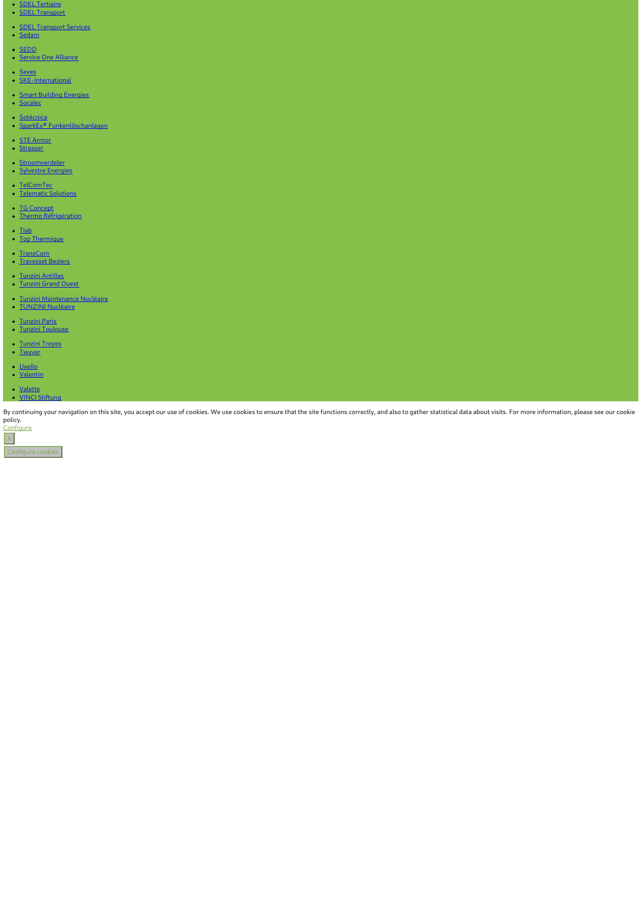- SDEL Tertiaire
- SDEL Transport

- SDEL Transport Services
- Sedam

- SEDD
- Service One Alliance

- Seves
- SKE-International

- Smart Building Energies
- Socalec

- Sotécnica
- SparkEx® Funkenlöschanlagen

- STE Armor
- Strasser

- Stroomverdeler
- Sylvestre Energies

- TelComTec
- Telematic Solutions

- TG Concept
- Thermo Réfrigération

- Tiab
- Top Thermique

- TranzCom
- Travesset Beziers

- Tunzini Antilles
- Tunzini Grand Ouest

- Tunzini Maintenance Nucléaire
- TUNZINI Nucléaire

- Tunzini Paris
- Tunzini Toulouse

- Tunzini Troyes
- Twyver

- Uxello
- Valentin

- Valette
- VINCI Stiftung

By continuing your navigation on this site, you accept our use of cookies. We use cookies to ensure that the site functions correctly, and also to gather statistical data about visits. For more information, please see our cookie policy.

Configure

X

Configure cookies